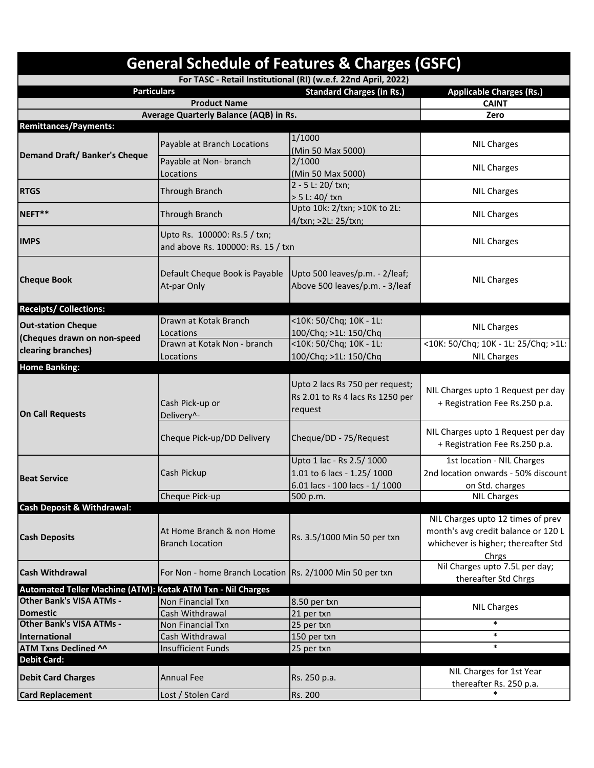# General Schedule of Features & Charges (GSFC)

For TASC - Retail Institutional (RI) (w.e.f. 22nd April, 2022)

| Particulars | | Standard Charges (in Rs.) | Applicable Charges (Rs.) |
|---|---|---|---|
| Product Name | | | CAINT |
| Average Quarterly Balance (AQB) in Rs. | | | Zero |
| **Remittances/Payments:** | | | |
| **Demand Draft/ Banker's Cheque** | Payable at Branch Locations | 1/1000 (Min 50 Max 5000) | NIL Charges |
| | Payable at Non- branch Locations | 2/1000 (Min 50 Max 5000) | NIL Charges |
| **RTGS** | Through Branch | 2 - 5 L: 20/ txn; > 5 L: 40/ txn | NIL Charges |
| **NEFT**** | Through Branch | Upto 10k: 2/txn; >10K to 2L: 4/txn; >2L: 25/txn; | NIL Charges |
| **IMPS** | Upto Rs. 100000: Rs.5 / txn; and above Rs. 100000: Rs. 15 / txn | | NIL Charges |
| **Cheque Book** | Default Cheque Book is Payable At-par Only | Upto 500 leaves/p.m. - 2/leaf; Above 500 leaves/p.m. - 3/leaf | NIL Charges |
| **Receipts/ Collections:** | | | |
| **Out-station Cheque (Cheques drawn on non-speed clearing branches)** | Drawn at Kotak Branch Locations | <10K: 50/Chq; 10K - 1L: 100/Chq; >1L: 150/Chq | NIL Charges |
| | Drawn at Kotak Non - branch Locations | <10K: 50/Chq; 10K - 1L: 100/Chq; >1L: 150/Chq | <10K: 50/Chq; 10K - 1L: 25/Chq; >1L: NIL Charges |
| **Home Banking:** | | | |
| **On Call Requests** | Cash Pick-up or Delivery^- | Upto 2 lacs Rs 750 per request; Rs 2.01 to Rs 4 lacs Rs 1250 per request | NIL Charges upto 1 Request per day + Registration Fee Rs.250 p.a. |
| | Cheque Pick-up/DD Delivery | Cheque/DD - 75/Request | NIL Charges upto 1 Request per day + Registration Fee Rs.250 p.a. |
| **Beat Service** | Cash Pickup | Upto 1 lac - Rs 2.5/ 1000 1.01 to 6 lacs - 1.25/ 1000 6.01 lacs - 100 lacs - 1/ 1000 | 1st location - NIL Charges 2nd location onwards - 50% discount on Std. charges |
| | Cheque Pick-up | 500 p.m. | NIL Charges |
| **Cash Deposit & Withdrawal:** | | | |
| **Cash Deposits** | At Home Branch & non Home Branch Location | Rs. 3.5/1000 Min 50 per txn | NIL Charges upto 12 times of prev month's avg credit balance or 120 L whichever is higher; thereafter Std Chrgs |
| **Cash Withdrawal** | For Non - home Branch Location | Rs. 2/1000 Min 50 per txn | Nil Charges upto 7.5L per day; thereafter Std Chrgs |
| **Automated Teller Machine (ATM): Kotak ATM Txn - Nil Charges** | | | |
| **Other Bank's VISA ATMs - Domestic** | Non Financial Txn | 8.50 per txn | NIL Charges |
| | Cash Withdrawal | 21 per txn | |
| **Other Bank's VISA ATMs - International** | Non Financial Txn | 25 per txn | * |
| | Cash Withdrawal | 150 per txn | * |
| **ATM Txns Declined ^^** | Insufficient Funds | 25 per txn | * |
| **Debit Card:** | | | |
| **Debit Card Charges** | Annual Fee | Rs. 250 p.a. | NIL Charges for 1st Year thereafter Rs. 250 p.a. |
| **Card Replacement** | Lost / Stolen Card | Rs. 200 | * |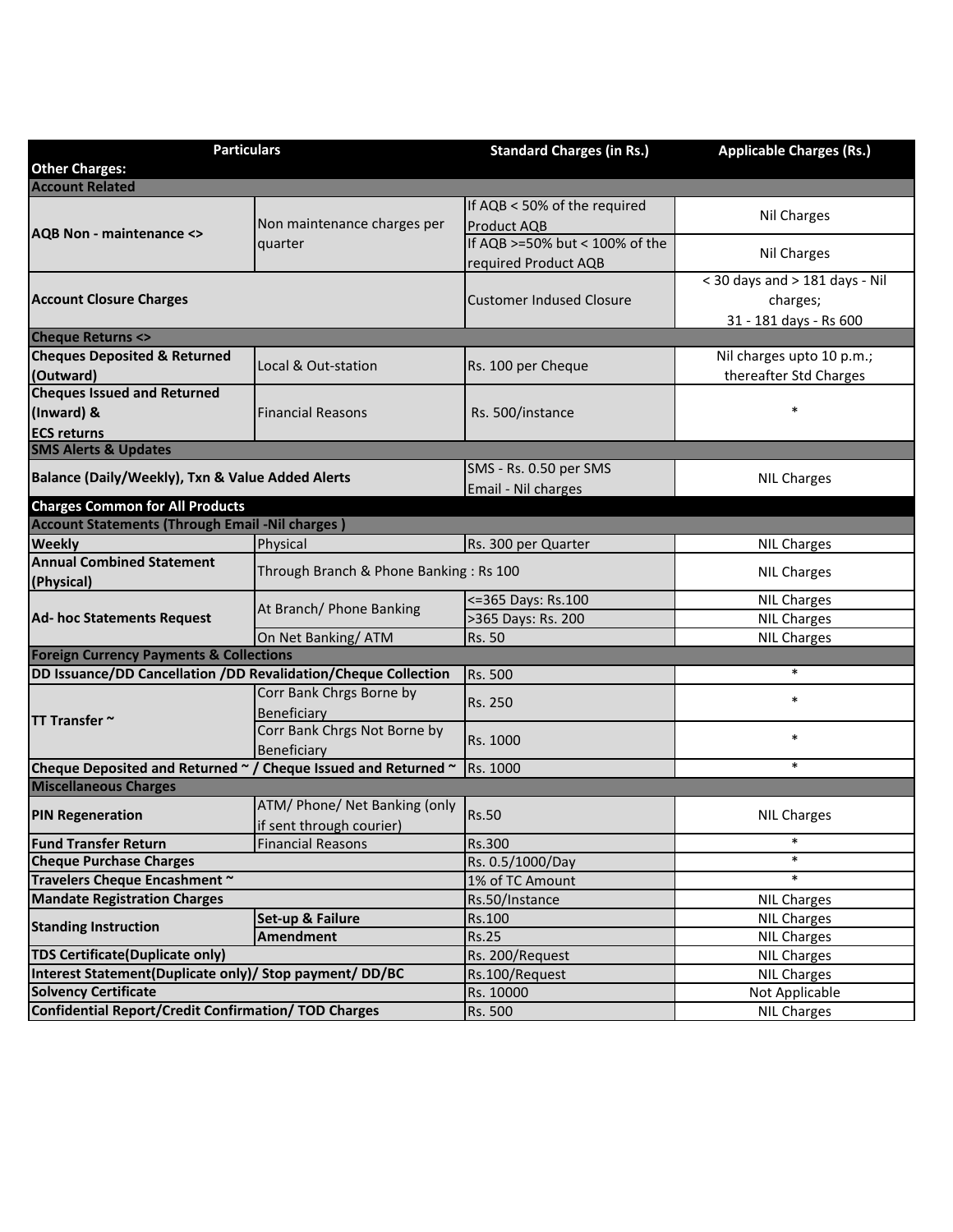| Particulars | | Standard Charges (in Rs.) | Applicable Charges (Rs.) |
|---|---|---|---|
| **Other Charges:** | | | |
| **Account Related** | | | |
| **AQB Non - maintenance <>** | Non maintenance charges per quarter | If AQB < 50% of the required Product AQB | Nil Charges |
| | | If AQB >=50% but < 100% of the required Product AQB | Nil Charges |
| **Account Closure Charges** | | Customer Indused Closure | < 30 days and > 181 days - Nil charges; 31 - 181 days - Rs 600 |
| **Cheque Returns <>** | | | |
| **Cheques Deposited & Returned (Outward)** | Local & Out-station | Rs. 100 per Cheque | Nil charges upto 10 p.m.; thereafter Std Charges |
| **Cheques Issued and Returned (Inward) & ECS returns** | Financial Reasons | Rs. 500/instance | * |
| **SMS Alerts & Updates** | | | |
| **Balance (Daily/Weekly), Txn & Value Added Alerts** | | SMS - Rs. 0.50 per SMS Email - Nil charges | NIL Charges |
| **Charges Common for All Products** | | | |
| **Account Statements (Through Email -Nil charges )** | | | |
| **Weekly** | Physical | Rs. 300 per Quarter | NIL Charges |
| **Annual Combined Statement (Physical)** | Through Branch & Phone Banking : Rs 100 | | NIL Charges |
| **Ad- hoc Statements Request** | At Branch/ Phone Banking | <=365 Days: Rs.100 | NIL Charges |
| | | >365 Days: Rs. 200 | NIL Charges |
| | On Net Banking/ ATM | Rs. 50 | NIL Charges |
| **Foreign Currency Payments & Collections** | | | |
| **DD Issuance/DD Cancellation /DD Revalidation/Cheque Collection** | | Rs. 500 | * |
| **TT Transfer ~** | Corr Bank Chrgs Borne by Beneficiary | Rs. 250 | * |
| | Corr Bank Chrgs Not Borne by Beneficiary | Rs. 1000 | * |
| **Cheque Deposited and Returned ~ / Cheque Issued and Returned ~** | | Rs. 1000 | * |
| **Miscellaneous Charges** | | | |
| **PIN Regeneration** | ATM/ Phone/ Net Banking (only if sent through courier) | Rs.50 | NIL Charges |
| **Fund Transfer Return** | Financial Reasons | Rs.300 | * |
| **Cheque Purchase Charges** | | Rs. 0.5/1000/Day | * |
| **Travelers Cheque Encashment ~** | | 1% of TC Amount | * |
| **Mandate Registration Charges** | | Rs.50/Instance | NIL Charges |
| **Standing Instruction** | **Set-up & Failure** | Rs.100 | NIL Charges |
| | **Amendment** | Rs.25 | NIL Charges |
| **TDS Certificate(Duplicate only)** | | Rs. 200/Request | NIL Charges |
| **Interest Statement(Duplicate only)/ Stop payment/ DD/BC** | | Rs.100/Request | NIL Charges |
| **Solvency Certificate** | | Rs. 10000 | Not Applicable |
| **Confidential Report/Credit Confirmation/ TOD Charges** | | Rs. 500 | NIL Charges |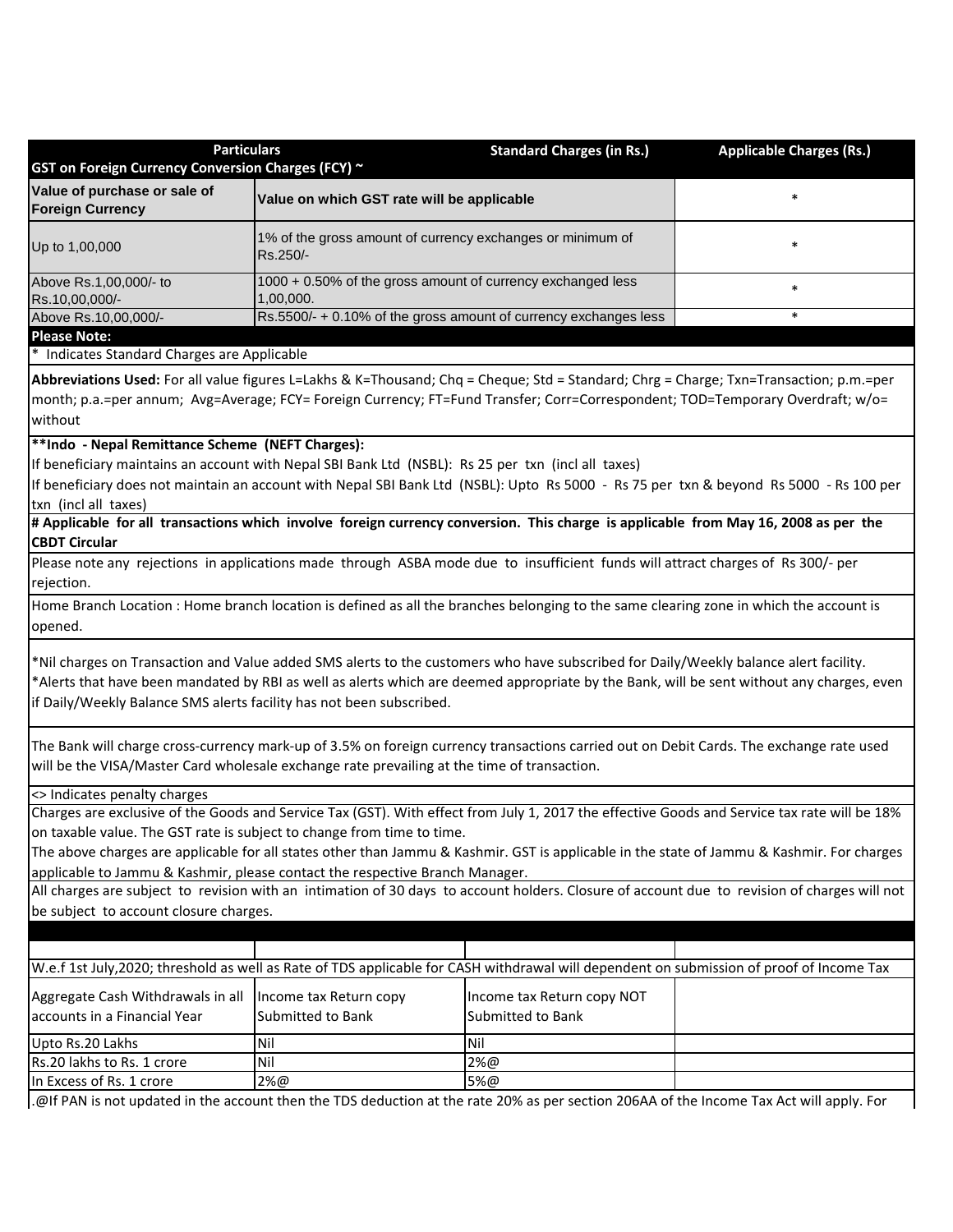| Particulars | | Standard Charges (in Rs.) | Applicable Charges (Rs.) |
|---|---|---|---|
| **GST on Foreign Currency Conversion Charges (FCY) ~** | | | |
| **Value of purchase or sale of Foreign Currency** | **Value on which GST rate will be applicable** | | * |
| Up to 1,00,000 | 1% of the gross amount of currency exchanges or minimum of Rs.250/- | | * |
| Above Rs.1,00,000/- to Rs.10,00,000/- | 1000 + 0.50% of the gross amount of currency exchanged less 1,00,000. | | * |
| Above Rs.10,00,000/- | Rs.5500/- + 0.10% of the gross amount of currency exchanges less | | * |

**Please Note:**

* Indicates Standard Charges are Applicable

**Abbreviations Used:** For all value figures L=Lakhs & K=Thousand; Chq = Cheque; Std = Standard; Chrg = Charge; Txn=Transaction; p.m.=per month; p.a.=per annum; Avg=Average; FCY= Foreign Currency; FT=Fund Transfer; Corr=Correspondent; TOD=Temporary Overdraft; w/o= without

**\*\*Indo - Nepal Remittance Scheme (NEFT Charges):**

If beneficiary maintains an account with Nepal SBI Bank Ltd (NSBL): Rs 25 per txn (incl all taxes)

If beneficiary does not maintain an account with Nepal SBI Bank Ltd (NSBL): Upto Rs 5000 - Rs 75 per txn & beyond Rs 5000 - Rs 100 per txn (incl all taxes)

**# Applicable for all transactions which involve foreign currency conversion. This charge is applicable from May 16, 2008 as per the CBDT Circular**

Please note any rejections in applications made through ASBA mode due to insufficient funds will attract charges of Rs 300/- per rejection.

Home Branch Location : Home branch location is defined as all the branches belonging to the same clearing zone in which the account is opened.

*Nil charges on Transaction and Value added SMS alerts to the customers who have subscribed for Daily/Weekly balance alert facility.
*Alerts that have been mandated by RBI as well as alerts which are deemed appropriate by the Bank, will be sent without any charges, even if Daily/Weekly Balance SMS alerts facility has not been subscribed.

The Bank will charge cross-currency mark-up of 3.5% on foreign currency transactions carried out on Debit Cards. The exchange rate used will be the VISA/Master Card wholesale exchange rate prevailing at the time of transaction.

<> Indicates penalty charges

Charges are exclusive of the Goods and Service Tax (GST). With effect from July 1, 2017 the effective Goods and Service tax rate will be 18% on taxable value. The GST rate is subject to change from time to time.

The above charges are applicable for all states other than Jammu & Kashmir. GST is applicable in the state of Jammu & Kashmir. For charges applicable to Jammu & Kashmir, please contact the respective Branch Manager.

All charges are subject to revision with an intimation of 30 days to account holders. Closure of account due to revision of charges will not be subject to account closure charges.

W.e.f 1st July,2020; threshold as well as Rate of TDS applicable for CASH withdrawal will dependent on submission of proof of Income Tax

| Aggregate Cash Withdrawals in all accounts in a Financial Year | Income tax Return copy Submitted to Bank | Income tax Return copy NOT Submitted to Bank | |
|---|---|---|---|
| Upto Rs.20 Lakhs | Nil | Nil | |
| Rs.20 lakhs to Rs. 1 crore | Nil | 2%@ | |
| In Excess of Rs. 1 crore | 2%@ | 5%@ | |

.@If PAN is not updated in the account then the TDS deduction at the rate 20% as per section 206AA of the Income Tax Act will apply. For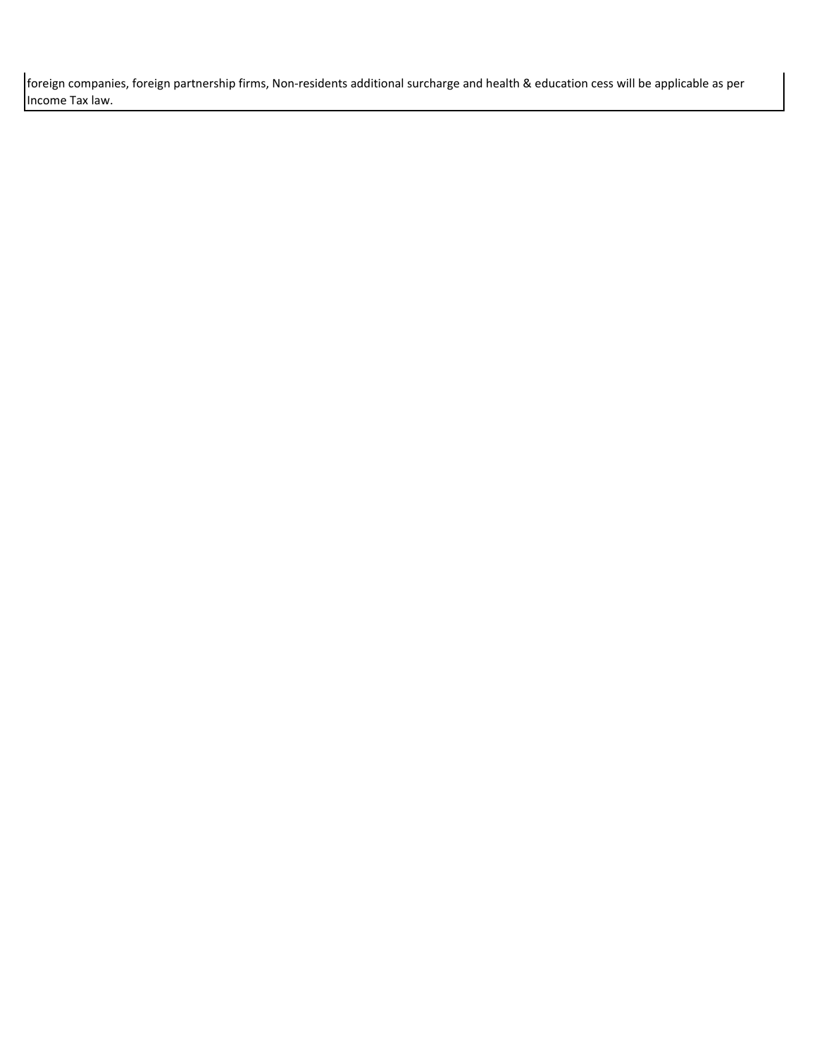foreign companies, foreign partnership firms, Non-residents additional surcharge and health & education cess will be applicable as per Income Tax law.